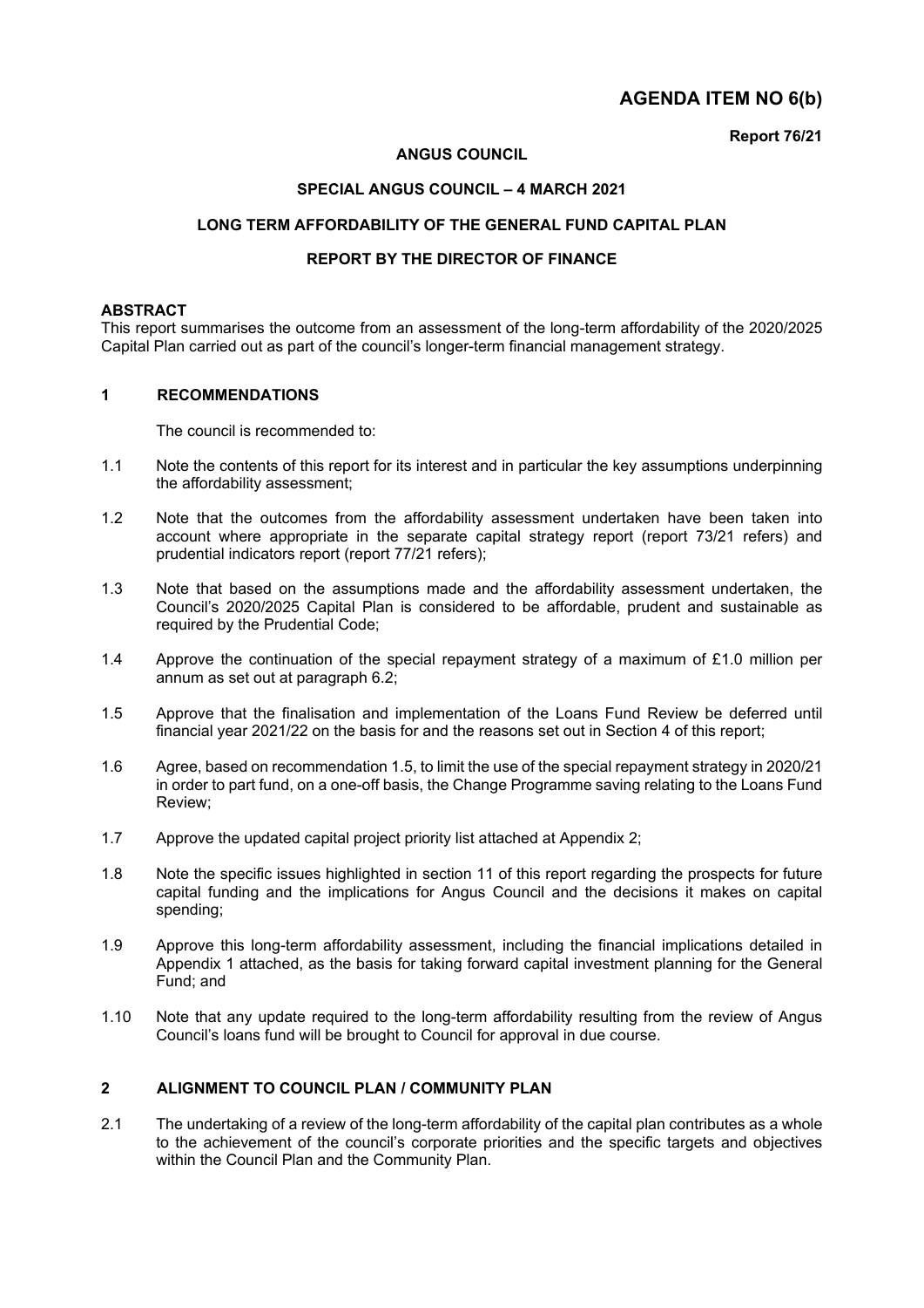**AGENDA ITEM NO 6(b)**

**Report 76/21**

**ANGUS COUNCIL**

**SPECIAL ANGUS COUNCIL – 4 MARCH 2021**

**LONG TERM AFFORDABILITY OF THE GENERAL FUND CAPITAL PLAN**

**REPORT BY THE DIRECTOR OF FINANCE**

## ABSTRACT

This report summarises the outcome from an assessment of the long-term affordability of the 2020/2025 Capital Plan carried out as part of the council's longer-term financial management strategy.

## 1 RECOMMENDATIONS

The council is recommended to:

1.1 Note the contents of this report for its interest and in particular the key assumptions underpinning the affordability assessment;

1.2 Note that the outcomes from the affordability assessment undertaken have been taken into account where appropriate in the separate capital strategy report (report 73/21 refers) and prudential indicators report (report 77/21 refers);

1.3 Note that based on the assumptions made and the affordability assessment undertaken, the Council's 2020/2025 Capital Plan is considered to be affordable, prudent and sustainable as required by the Prudential Code;

1.4 Approve the continuation of the special repayment strategy of a maximum of £1.0 million per annum as set out at paragraph 6.2;

1.5 Approve that the finalisation and implementation of the Loans Fund Review be deferred until financial year 2021/22 on the basis for and the reasons set out in Section 4 of this report;

1.6 Agree, based on recommendation 1.5, to limit the use of the special repayment strategy in 2020/21 in order to part fund, on a one-off basis, the Change Programme saving relating to the Loans Fund Review;

1.7 Approve the updated capital project priority list attached at Appendix 2;

1.8 Note the specific issues highlighted in section 11 of this report regarding the prospects for future capital funding and the implications for Angus Council and the decisions it makes on capital spending;

1.9 Approve this long-term affordability assessment, including the financial implications detailed in Appendix 1 attached, as the basis for taking forward capital investment planning for the General Fund; and

1.10 Note that any update required to the long-term affordability resulting from the review of Angus Council's loans fund will be brought to Council for approval in due course.

## 2 ALIGNMENT TO COUNCIL PLAN / COMMUNITY PLAN

2.1 The undertaking of a review of the long-term affordability of the capital plan contributes as a whole to the achievement of the council's corporate priorities and the specific targets and objectives within the Council Plan and the Community Plan.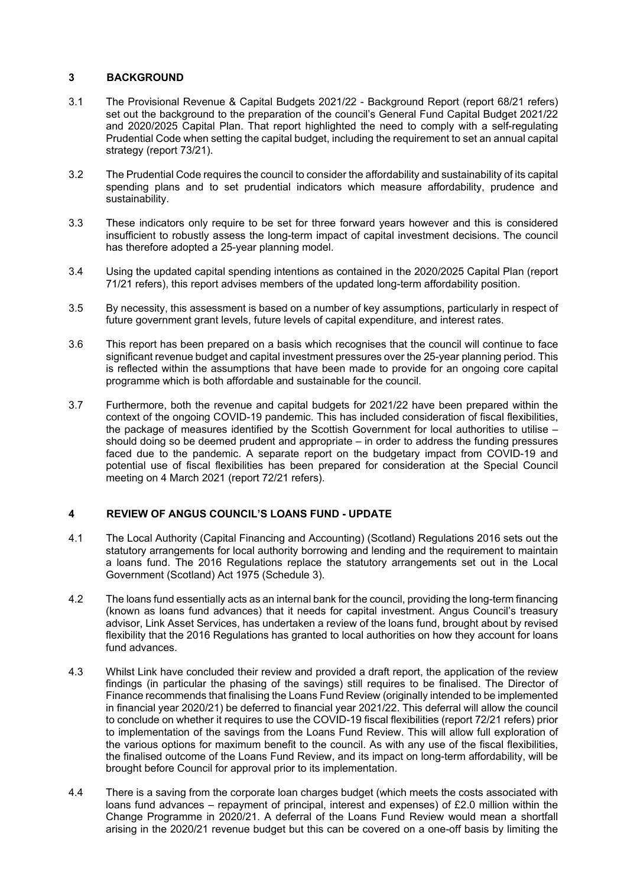## 3 BACKGROUND

3.1 The Provisional Revenue & Capital Budgets 2021/22 - Background Report (report 68/21 refers) set out the background to the preparation of the council's General Fund Capital Budget 2021/22 and 2020/2025 Capital Plan. That report highlighted the need to comply with a self-regulating Prudential Code when setting the capital budget, including the requirement to set an annual capital strategy (report 73/21).

3.2 The Prudential Code requires the council to consider the affordability and sustainability of its capital spending plans and to set prudential indicators which measure affordability, prudence and sustainability.

3.3 These indicators only require to be set for three forward years however and this is considered insufficient to robustly assess the long-term impact of capital investment decisions. The council has therefore adopted a 25-year planning model.

3.4 Using the updated capital spending intentions as contained in the 2020/2025 Capital Plan (report 71/21 refers), this report advises members of the updated long-term affordability position.

3.5 By necessity, this assessment is based on a number of key assumptions, particularly in respect of future government grant levels, future levels of capital expenditure, and interest rates.

3.6 This report has been prepared on a basis which recognises that the council will continue to face significant revenue budget and capital investment pressures over the 25-year planning period. This is reflected within the assumptions that have been made to provide for an ongoing core capital programme which is both affordable and sustainable for the council.

3.7 Furthermore, both the revenue and capital budgets for 2021/22 have been prepared within the context of the ongoing COVID-19 pandemic. This has included consideration of fiscal flexibilities, the package of measures identified by the Scottish Government for local authorities to utilise – should doing so be deemed prudent and appropriate – in order to address the funding pressures faced due to the pandemic. A separate report on the budgetary impact from COVID-19 and potential use of fiscal flexibilities has been prepared for consideration at the Special Council meeting on 4 March 2021 (report 72/21 refers).

## 4 REVIEW OF ANGUS COUNCIL'S LOANS FUND - UPDATE

4.1 The Local Authority (Capital Financing and Accounting) (Scotland) Regulations 2016 sets out the statutory arrangements for local authority borrowing and lending and the requirement to maintain a loans fund. The 2016 Regulations replace the statutory arrangements set out in the Local Government (Scotland) Act 1975 (Schedule 3).

4.2 The loans fund essentially acts as an internal bank for the council, providing the long-term financing (known as loans fund advances) that it needs for capital investment. Angus Council's treasury advisor, Link Asset Services, has undertaken a review of the loans fund, brought about by revised flexibility that the 2016 Regulations has granted to local authorities on how they account for loans fund advances.

4.3 Whilst Link have concluded their review and provided a draft report, the application of the review findings (in particular the phasing of the savings) still requires to be finalised. The Director of Finance recommends that finalising the Loans Fund Review (originally intended to be implemented in financial year 2020/21) be deferred to financial year 2021/22. This deferral will allow the council to conclude on whether it requires to use the COVID-19 fiscal flexibilities (report 72/21 refers) prior to implementation of the savings from the Loans Fund Review. This will allow full exploration of the various options for maximum benefit to the council. As with any use of the fiscal flexibilities, the finalised outcome of the Loans Fund Review, and its impact on long-term affordability, will be brought before Council for approval prior to its implementation.

4.4 There is a saving from the corporate loan charges budget (which meets the costs associated with loans fund advances – repayment of principal, interest and expenses) of £2.0 million within the Change Programme in 2020/21. A deferral of the Loans Fund Review would mean a shortfall arising in the 2020/21 revenue budget but this can be covered on a one-off basis by limiting the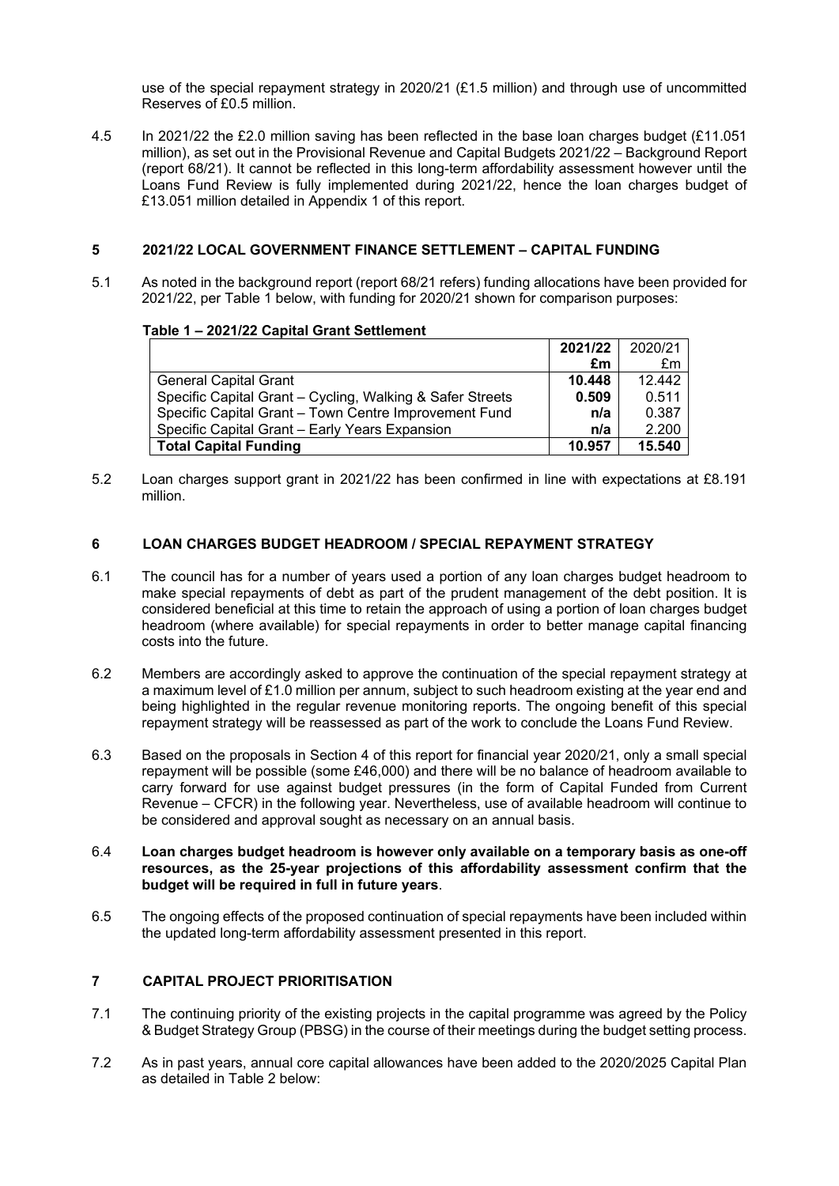use of the special repayment strategy in 2020/21 (£1.5 million) and through use of uncommitted Reserves of £0.5 million.

4.5 In 2021/22 the £2.0 million saving has been reflected in the base loan charges budget (£11.051 million), as set out in the Provisional Revenue and Capital Budgets 2021/22 – Background Report (report 68/21). It cannot be reflected in this long-term affordability assessment however until the Loans Fund Review is fully implemented during 2021/22, hence the loan charges budget of £13.051 million detailed in Appendix 1 of this report.

## 5 2021/22 LOCAL GOVERNMENT FINANCE SETTLEMENT – CAPITAL FUNDING

5.1 As noted in the background report (report 68/21 refers) funding allocations have been provided for 2021/22, per Table 1 below, with funding for 2020/21 shown for comparison purposes:

**Table 1 – 2021/22 Capital Grant Settlement**

| | **2021/22** | 2020/21 |
|---|---|---|
| | **£m** | £m |
| General Capital Grant | **10.448** | 12.442 |
| Specific Capital Grant – Cycling, Walking & Safer Streets | **0.509** | 0.511 |
| Specific Capital Grant – Town Centre Improvement Fund | **n/a** | 0.387 |
| Specific Capital Grant – Early Years Expansion | **n/a** | 2.200 |
| **Total Capital Funding** | **10.957** | **15.540** |

5.2 Loan charges support grant in 2021/22 has been confirmed in line with expectations at £8.191 million.

## 6 LOAN CHARGES BUDGET HEADROOM / SPECIAL REPAYMENT STRATEGY

6.1 The council has for a number of years used a portion of any loan charges budget headroom to make special repayments of debt as part of the prudent management of the debt position. It is considered beneficial at this time to retain the approach of using a portion of loan charges budget headroom (where available) for special repayments in order to better manage capital financing costs into the future.

6.2 Members are accordingly asked to approve the continuation of the special repayment strategy at a maximum level of £1.0 million per annum, subject to such headroom existing at the year end and being highlighted in the regular revenue monitoring reports. The ongoing benefit of this special repayment strategy will be reassessed as part of the work to conclude the Loans Fund Review.

6.3 Based on the proposals in Section 4 of this report for financial year 2020/21, only a small special repayment will be possible (some £46,000) and there will be no balance of headroom available to carry forward for use against budget pressures (in the form of Capital Funded from Current Revenue – CFCR) in the following year. Nevertheless, use of available headroom will continue to be considered and approval sought as necessary on an annual basis.

6.4 **Loan charges budget headroom is however only available on a temporary basis as one-off resources, as the 25-year projections of this affordability assessment confirm that the budget will be required in full in future years**.

6.5 The ongoing effects of the proposed continuation of special repayments have been included within the updated long-term affordability assessment presented in this report.

## 7 CAPITAL PROJECT PRIORITISATION

7.1 The continuing priority of the existing projects in the capital programme was agreed by the Policy & Budget Strategy Group (PBSG) in the course of their meetings during the budget setting process.

7.2 As in past years, annual core capital allowances have been added to the 2020/2025 Capital Plan as detailed in Table 2 below: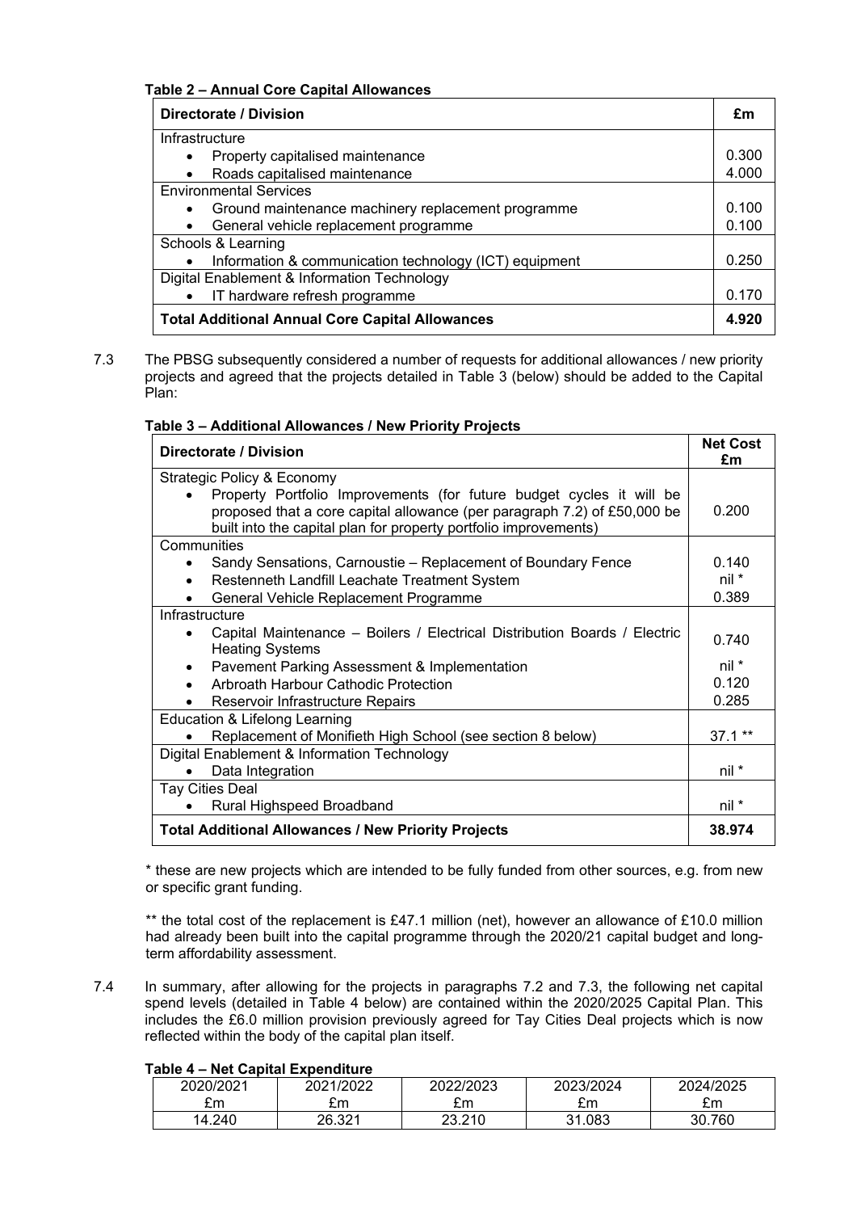**Table 2 – Annual Core Capital Allowances**

| Directorate / Division | £m |
|---|---|
| Infrastructure | |
| • Property capitalised maintenance | 0.300 |
| • Roads capitalised maintenance | 4.000 |
| Environmental Services | |
| • Ground maintenance machinery replacement programme | 0.100 |
| • General vehicle replacement programme | 0.100 |
| Schools & Learning | |
| • Information & communication technology (ICT) equipment | 0.250 |
| Digital Enablement & Information Technology | |
| • IT hardware refresh programme | 0.170 |
| **Total Additional Annual Core Capital Allowances** | **4.920** |

7.3 The PBSG subsequently considered a number of requests for additional allowances / new priority projects and agreed that the projects detailed in Table 3 (below) should be added to the Capital Plan:

**Table 3 – Additional Allowances / New Priority Projects**

| Directorate / Division | Net Cost £m |
|---|---|
| Strategic Policy & Economy | |
| • Property Portfolio Improvements (for future budget cycles it will be proposed that a core capital allowance (per paragraph 7.2) of £50,000 be built into the capital plan for property portfolio improvements) | 0.200 |
| Communities | |
| • Sandy Sensations, Carnoustie – Replacement of Boundary Fence | 0.140 |
| • Restenneth Landfill Leachate Treatment System | nil * |
| • General Vehicle Replacement Programme | 0.389 |
| Infrastructure | |
| • Capital Maintenance – Boilers / Electrical Distribution Boards / Electric Heating Systems | 0.740 |
| • Pavement Parking Assessment & Implementation | nil * |
| • Arbroath Harbour Cathodic Protection | 0.120 |
| • Reservoir Infrastructure Repairs | 0.285 |
| Education & Lifelong Learning | |
| • Replacement of Monifieth High School (see section 8 below) | 37.1 ** |
| Digital Enablement & Information Technology | |
| • Data Integration | nil * |
| Tay Cities Deal | |
| • Rural Highspeed Broadband | nil * |
| **Total Additional Allowances / New Priority Projects** | **38.974** |

\* these are new projects which are intended to be fully funded from other sources, e.g. from new or specific grant funding.

\*\* the total cost of the replacement is £47.1 million (net), however an allowance of £10.0 million had already been built into the capital programme through the 2020/21 capital budget and long-term affordability assessment.

7.4 In summary, after allowing for the projects in paragraphs 7.2 and 7.3, the following net capital spend levels (detailed in Table 4 below) are contained within the 2020/2025 Capital Plan. This includes the £6.0 million provision previously agreed for Tay Cities Deal projects which is now reflected within the body of the capital plan itself.

**Table 4 – Net Capital Expenditure**

| 2020/2021 £m | 2021/2022 £m | 2022/2023 £m | 2023/2024 £m | 2024/2025 £m |
|---|---|---|---|---|
| 14.240 | 26.321 | 23.210 | 31.083 | 30.760 |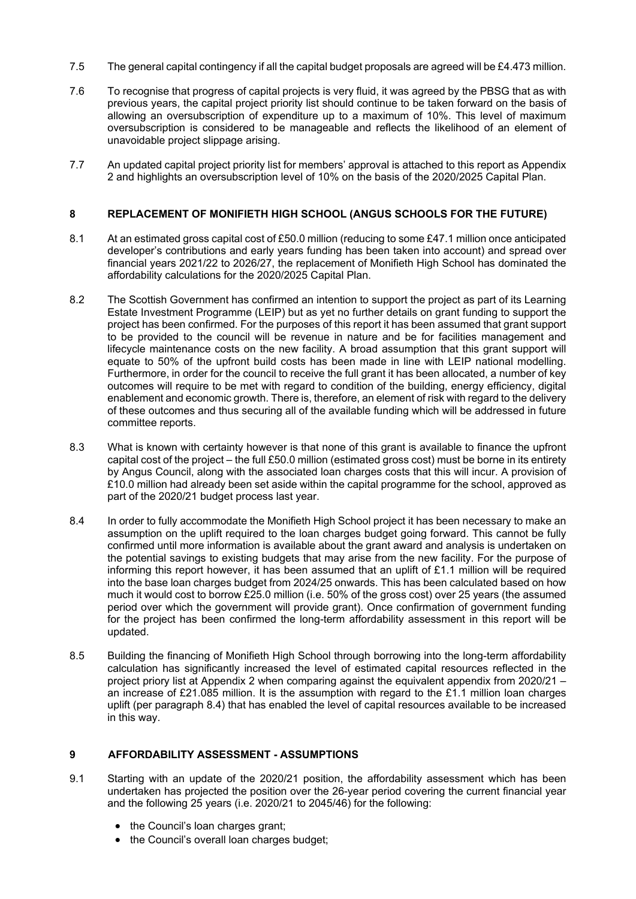7.5 The general capital contingency if all the capital budget proposals are agreed will be £4.473 million.

7.6 To recognise that progress of capital projects is very fluid, it was agreed by the PBSG that as with previous years, the capital project priority list should continue to be taken forward on the basis of allowing an oversubscription of expenditure up to a maximum of 10%. This level of maximum oversubscription is considered to be manageable and reflects the likelihood of an element of unavoidable project slippage arising.

7.7 An updated capital project priority list for members' approval is attached to this report as Appendix 2 and highlights an oversubscription level of 10% on the basis of the 2020/2025 Capital Plan.

## 8 REPLACEMENT OF MONIFIETH HIGH SCHOOL (ANGUS SCHOOLS FOR THE FUTURE)

8.1 At an estimated gross capital cost of £50.0 million (reducing to some £47.1 million once anticipated developer's contributions and early years funding has been taken into account) and spread over financial years 2021/22 to 2026/27, the replacement of Monifieth High School has dominated the affordability calculations for the 2020/2025 Capital Plan.

8.2 The Scottish Government has confirmed an intention to support the project as part of its Learning Estate Investment Programme (LEIP) but as yet no further details on grant funding to support the project has been confirmed. For the purposes of this report it has been assumed that grant support to be provided to the council will be revenue in nature and be for facilities management and lifecycle maintenance costs on the new facility. A broad assumption that this grant support will equate to 50% of the upfront build costs has been made in line with LEIP national modelling. Furthermore, in order for the council to receive the full grant it has been allocated, a number of key outcomes will require to be met with regard to condition of the building, energy efficiency, digital enablement and economic growth. There is, therefore, an element of risk with regard to the delivery of these outcomes and thus securing all of the available funding which will be addressed in future committee reports.

8.3 What is known with certainty however is that none of this grant is available to finance the upfront capital cost of the project – the full £50.0 million (estimated gross cost) must be borne in its entirety by Angus Council, along with the associated loan charges costs that this will incur. A provision of £10.0 million had already been set aside within the capital programme for the school, approved as part of the 2020/21 budget process last year.

8.4 In order to fully accommodate the Monifieth High School project it has been necessary to make an assumption on the uplift required to the loan charges budget going forward. This cannot be fully confirmed until more information is available about the grant award and analysis is undertaken on the potential savings to existing budgets that may arise from the new facility. For the purpose of informing this report however, it has been assumed that an uplift of £1.1 million will be required into the base loan charges budget from 2024/25 onwards. This has been calculated based on how much it would cost to borrow £25.0 million (i.e. 50% of the gross cost) over 25 years (the assumed period over which the government will provide grant). Once confirmation of government funding for the project has been confirmed the long-term affordability assessment in this report will be updated.

8.5 Building the financing of Monifieth High School through borrowing into the long-term affordability calculation has significantly increased the level of estimated capital resources reflected in the project priory list at Appendix 2 when comparing against the equivalent appendix from 2020/21 – an increase of £21.085 million. It is the assumption with regard to the £1.1 million loan charges uplift (per paragraph 8.4) that has enabled the level of capital resources available to be increased in this way.

## 9 AFFORDABILITY ASSESSMENT - ASSUMPTIONS

9.1 Starting with an update of the 2020/21 position, the affordability assessment which has been undertaken has projected the position over the 26-year period covering the current financial year and the following 25 years (i.e. 2020/21 to 2045/46) for the following:

- the Council's loan charges grant;
- the Council's overall loan charges budget;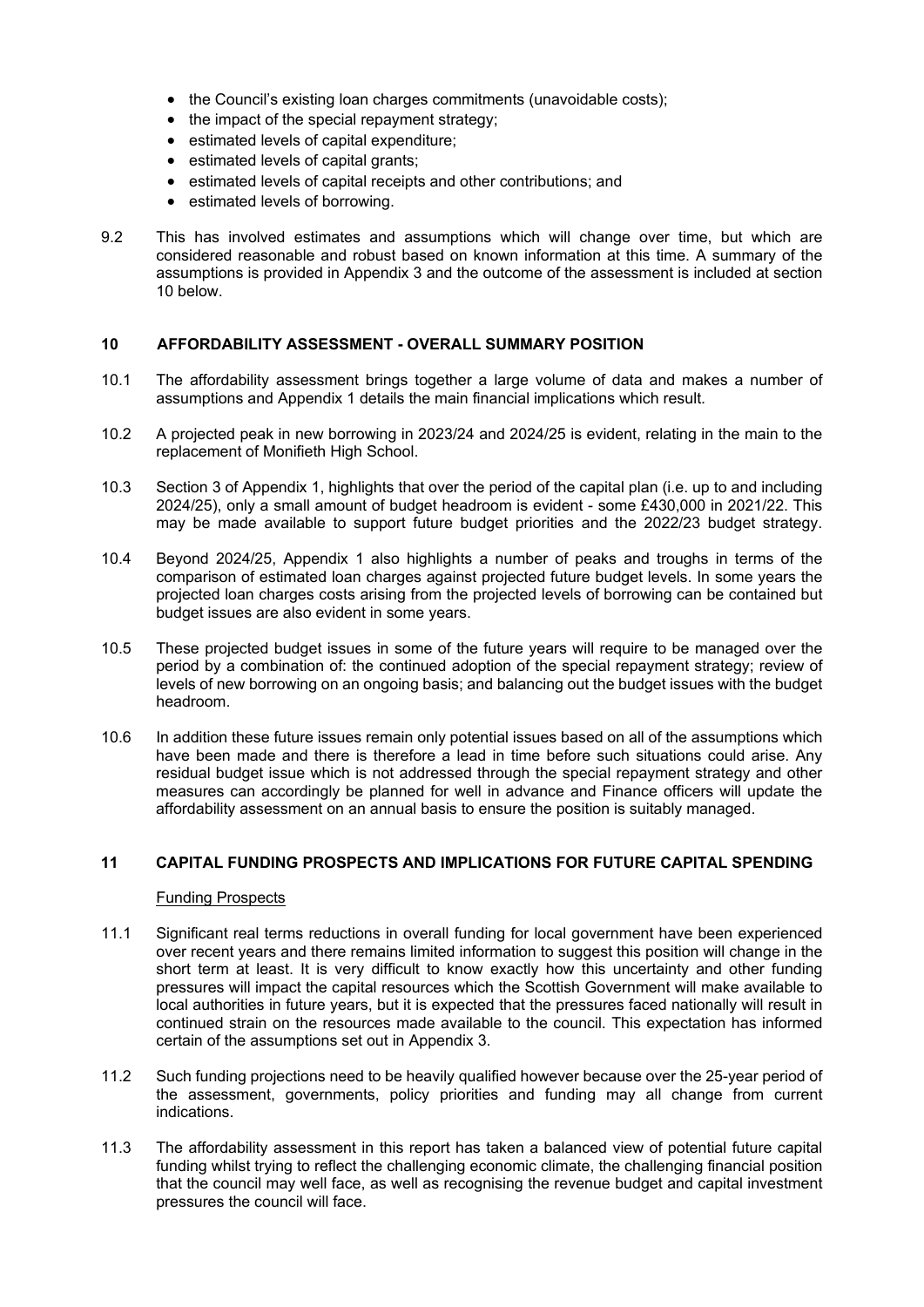- the Council's existing loan charges commitments (unavoidable costs);
- the impact of the special repayment strategy;
- estimated levels of capital expenditure;
- estimated levels of capital grants;
- estimated levels of capital receipts and other contributions; and
- estimated levels of borrowing.

9.2 This has involved estimates and assumptions which will change over time, but which are considered reasonable and robust based on known information at this time. A summary of the assumptions is provided in Appendix 3 and the outcome of the assessment is included at section 10 below.

## 10 AFFORDABILITY ASSESSMENT - OVERALL SUMMARY POSITION

10.1 The affordability assessment brings together a large volume of data and makes a number of assumptions and Appendix 1 details the main financial implications which result.

10.2 A projected peak in new borrowing in 2023/24 and 2024/25 is evident, relating in the main to the replacement of Monifieth High School.

10.3 Section 3 of Appendix 1, highlights that over the period of the capital plan (i.e. up to and including 2024/25), only a small amount of budget headroom is evident - some £430,000 in 2021/22. This may be made available to support future budget priorities and the 2022/23 budget strategy.

10.4 Beyond 2024/25, Appendix 1 also highlights a number of peaks and troughs in terms of the comparison of estimated loan charges against projected future budget levels. In some years the projected loan charges costs arising from the projected levels of borrowing can be contained but budget issues are also evident in some years.

10.5 These projected budget issues in some of the future years will require to be managed over the period by a combination of: the continued adoption of the special repayment strategy; review of levels of new borrowing on an ongoing basis; and balancing out the budget issues with the budget headroom.

10.6 In addition these future issues remain only potential issues based on all of the assumptions which have been made and there is therefore a lead in time before such situations could arise. Any residual budget issue which is not addressed through the special repayment strategy and other measures can accordingly be planned for well in advance and Finance officers will update the affordability assessment on an annual basis to ensure the position is suitably managed.

## 11 CAPITAL FUNDING PROSPECTS AND IMPLICATIONS FOR FUTURE CAPITAL SPENDING

### Funding Prospects

11.1 Significant real terms reductions in overall funding for local government have been experienced over recent years and there remains limited information to suggest this position will change in the short term at least. It is very difficult to know exactly how this uncertainty and other funding pressures will impact the capital resources which the Scottish Government will make available to local authorities in future years, but it is expected that the pressures faced nationally will result in continued strain on the resources made available to the council. This expectation has informed certain of the assumptions set out in Appendix 3.

11.2 Such funding projections need to be heavily qualified however because over the 25-year period of the assessment, governments, policy priorities and funding may all change from current indications.

11.3 The affordability assessment in this report has taken a balanced view of potential future capital funding whilst trying to reflect the challenging economic climate, the challenging financial position that the council may well face, as well as recognising the revenue budget and capital investment pressures the council will face.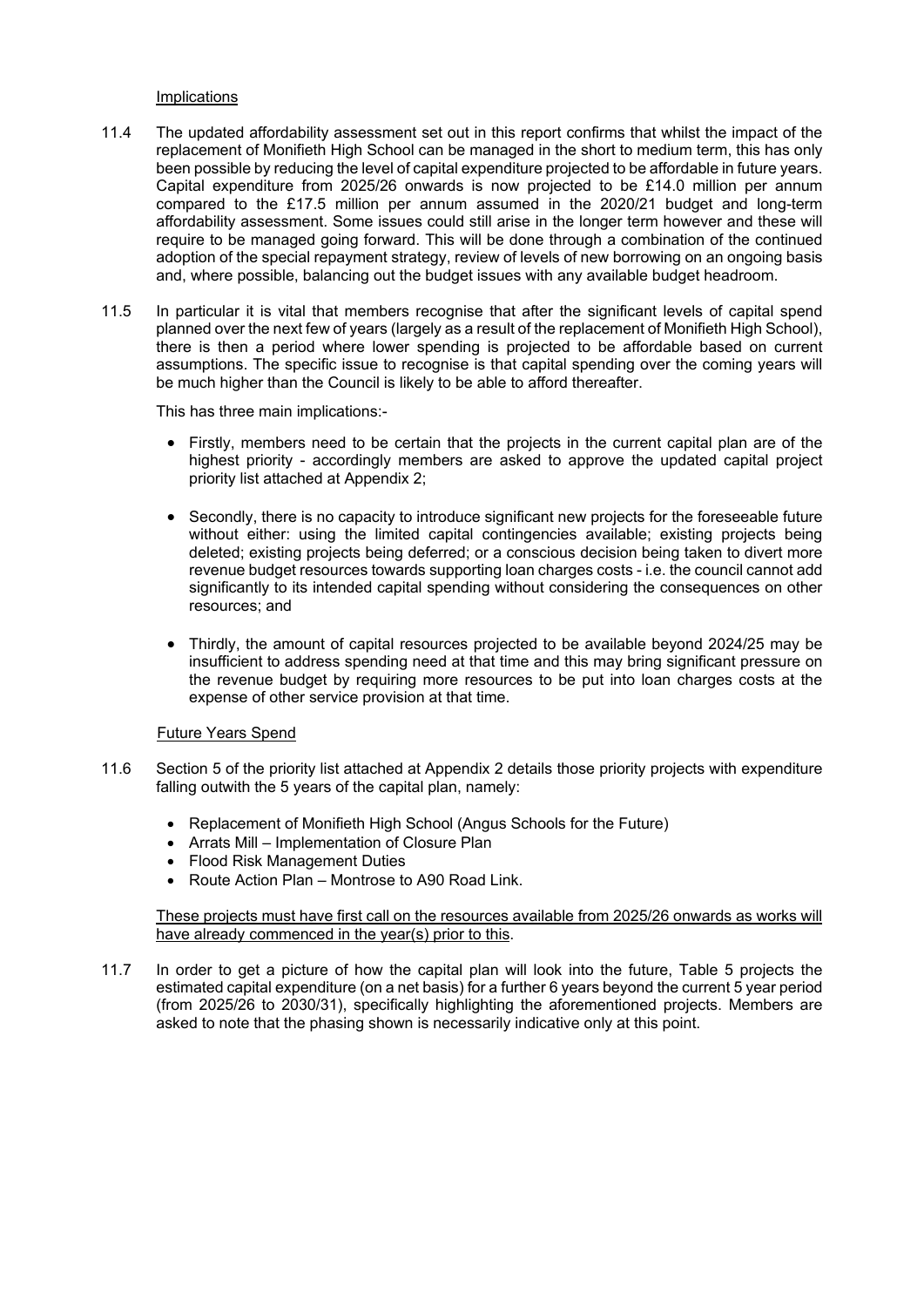Implications

11.4 The updated affordability assessment set out in this report confirms that whilst the impact of the replacement of Monifieth High School can be managed in the short to medium term, this has only been possible by reducing the level of capital expenditure projected to be affordable in future years. Capital expenditure from 2025/26 onwards is now projected to be £14.0 million per annum compared to the £17.5 million per annum assumed in the 2020/21 budget and long-term affordability assessment. Some issues could still arise in the longer term however and these will require to be managed going forward. This will be done through a combination of the continued adoption of the special repayment strategy, review of levels of new borrowing on an ongoing basis and, where possible, balancing out the budget issues with any available budget headroom.

11.5 In particular it is vital that members recognise that after the significant levels of capital spend planned over the next few of years (largely as a result of the replacement of Monifieth High School), there is then a period where lower spending is projected to be affordable based on current assumptions. The specific issue to recognise is that capital spending over the coming years will be much higher than the Council is likely to be able to afford thereafter.

This has three main implications:-

- Firstly, members need to be certain that the projects in the current capital plan are of the highest priority - accordingly members are asked to approve the updated capital project priority list attached at Appendix 2;
- Secondly, there is no capacity to introduce significant new projects for the foreseeable future without either: using the limited capital contingencies available; existing projects being deleted; existing projects being deferred; or a conscious decision being taken to divert more revenue budget resources towards supporting loan charges costs - i.e. the council cannot add significantly to its intended capital spending without considering the consequences on other resources; and
- Thirdly, the amount of capital resources projected to be available beyond 2024/25 may be insufficient to address spending need at that time and this may bring significant pressure on the revenue budget by requiring more resources to be put into loan charges costs at the expense of other service provision at that time.

Future Years Spend

11.6 Section 5 of the priority list attached at Appendix 2 details those priority projects with expenditure falling outwith the 5 years of the capital plan, namely:

- Replacement of Monifieth High School (Angus Schools for the Future)
- Arrats Mill – Implementation of Closure Plan
- Flood Risk Management Duties
- Route Action Plan – Montrose to A90 Road Link.

These projects must have first call on the resources available from 2025/26 onwards as works will have already commenced in the year(s) prior to this.

11.7 In order to get a picture of how the capital plan will look into the future, Table 5 projects the estimated capital expenditure (on a net basis) for a further 6 years beyond the current 5 year period (from 2025/26 to 2030/31), specifically highlighting the aforementioned projects. Members are asked to note that the phasing shown is necessarily indicative only at this point.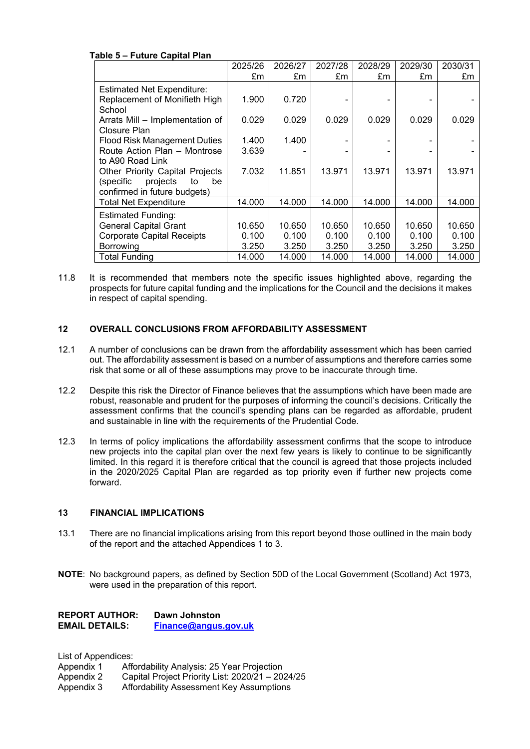**Table 5 – Future Capital Plan**

| | 2025/26 £m | 2026/27 £m | 2027/28 £m | 2028/29 £m | 2029/30 £m | 2030/31 £m |
|---|---|---|---|---|---|---|
| Estimated Net Expenditure: | | | | | | |
| Replacement of Monifieth High School | 1.900 | 0.720 | - | - | - | - |
| Arrats Mill – Implementation of Closure Plan | 0.029 | 0.029 | 0.029 | 0.029 | 0.029 | 0.029 |
| Flood Risk Management Duties | 1.400 | 1.400 | - | - | - | - |
| Route Action Plan – Montrose to A90 Road Link | 3.639 | - | - | - | - | - |
| Other Priority Capital Projects (specific projects to be confirmed in future budgets) | 7.032 | 11.851 | 13.971 | 13.971 | 13.971 | 13.971 |
| Total Net Expenditure | 14.000 | 14.000 | 14.000 | 14.000 | 14.000 | 14.000 |
| Estimated Funding: | | | | | | |
| General Capital Grant | 10.650 | 10.650 | 10.650 | 10.650 | 10.650 | 10.650 |
| Corporate Capital Receipts | 0.100 | 0.100 | 0.100 | 0.100 | 0.100 | 0.100 |
| Borrowing | 3.250 | 3.250 | 3.250 | 3.250 | 3.250 | 3.250 |
| Total Funding | 14.000 | 14.000 | 14.000 | 14.000 | 14.000 | 14.000 |

11.8 It is recommended that members note the specific issues highlighted above, regarding the prospects for future capital funding and the implications for the Council and the decisions it makes in respect of capital spending.

## 12 OVERALL CONCLUSIONS FROM AFFORDABILITY ASSESSMENT

12.1 A number of conclusions can be drawn from the affordability assessment which has been carried out. The affordability assessment is based on a number of assumptions and therefore carries some risk that some or all of these assumptions may prove to be inaccurate through time.

12.2 Despite this risk the Director of Finance believes that the assumptions which have been made are robust, reasonable and prudent for the purposes of informing the council's decisions. Critically the assessment confirms that the council's spending plans can be regarded as affordable, prudent and sustainable in line with the requirements of the Prudential Code.

12.3 In terms of policy implications the affordability assessment confirms that the scope to introduce new projects into the capital plan over the next few years is likely to continue to be significantly limited. In this regard it is therefore critical that the council is agreed that those projects included in the 2020/2025 Capital Plan are regarded as top priority even if further new projects come forward.

## 13 FINANCIAL IMPLICATIONS

13.1 There are no financial implications arising from this report beyond those outlined in the main body of the report and the attached Appendices 1 to 3.

**NOTE**: No background papers, as defined by Section 50D of the Local Government (Scotland) Act 1973, were used in the preparation of this report.

**REPORT AUTHOR:** **Dawn Johnston**
**EMAIL DETAILS:** **Finance@angus.gov.uk**

List of Appendices:
Appendix 1 Affordability Analysis: 25 Year Projection
Appendix 2 Capital Project Priority List: 2020/21 – 2024/25
Appendix 3 Affordability Assessment Key Assumptions